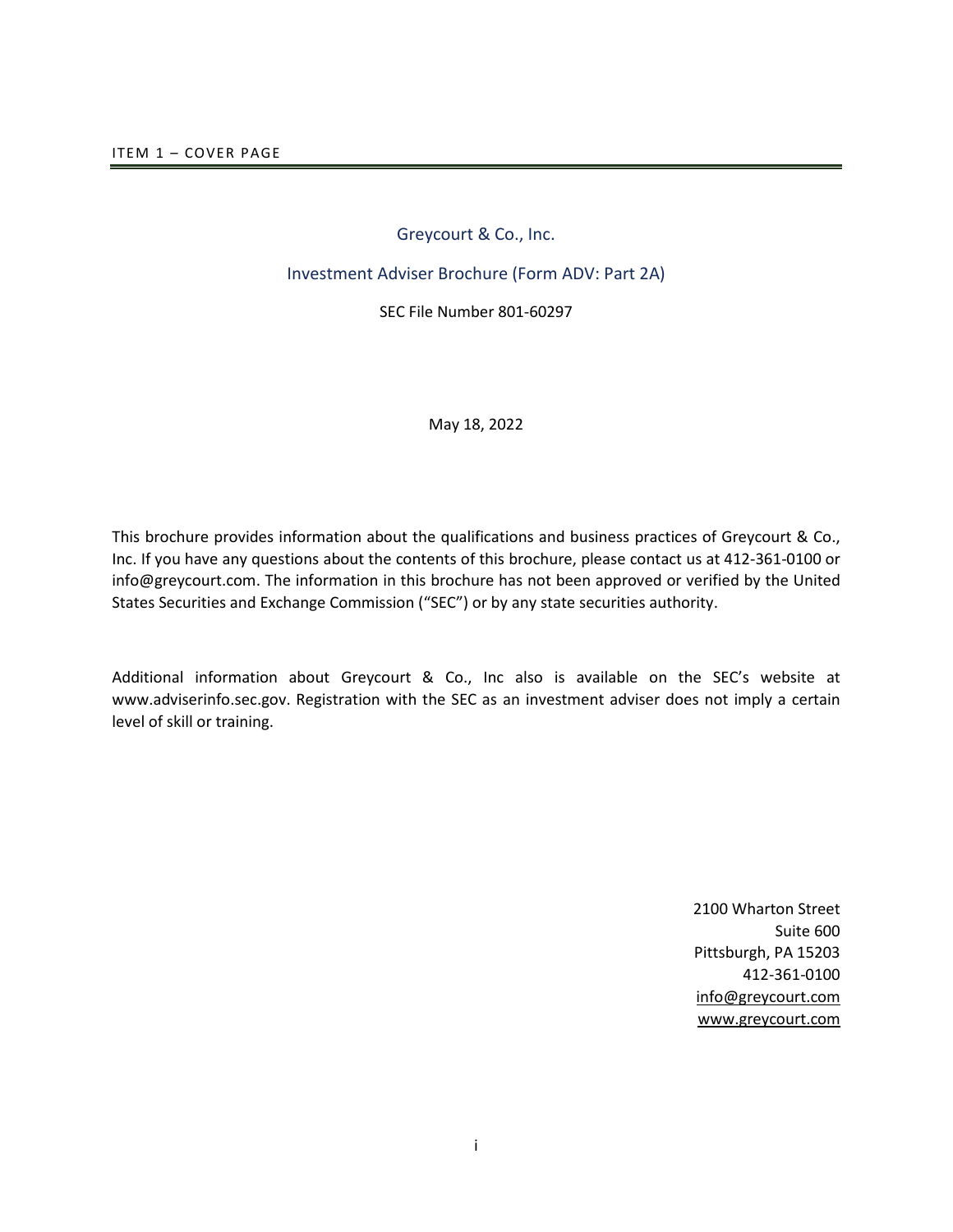ITEM 1 – COVER PAGE

# Greycourt & Co., Inc.

## Investment Adviser Brochure (Form ADV: Part 2A)

SEC File Number 801-60297

May 18, 2022

This brochure provides information about the qualifications and business practices of Greycourt & Co., Inc. If you have any questions about the contents of this brochure, please contact us at 412-361-0100 or info@greycourt.com. The information in this brochure has not been approved or verified by the United States Securities and Exchange Commission ("SEC") or by any state securities authority.

Additional information about Greycourt & Co., Inc also is available on the SEC's website at www.adviserinfo.sec.gov. Registration with the SEC as an investment adviser does not imply a certain level of skill or training.

2100 Wharton Street
Suite 600
Pittsburgh, PA 15203
412-361-0100
info@greycourt.com
www.greycourt.com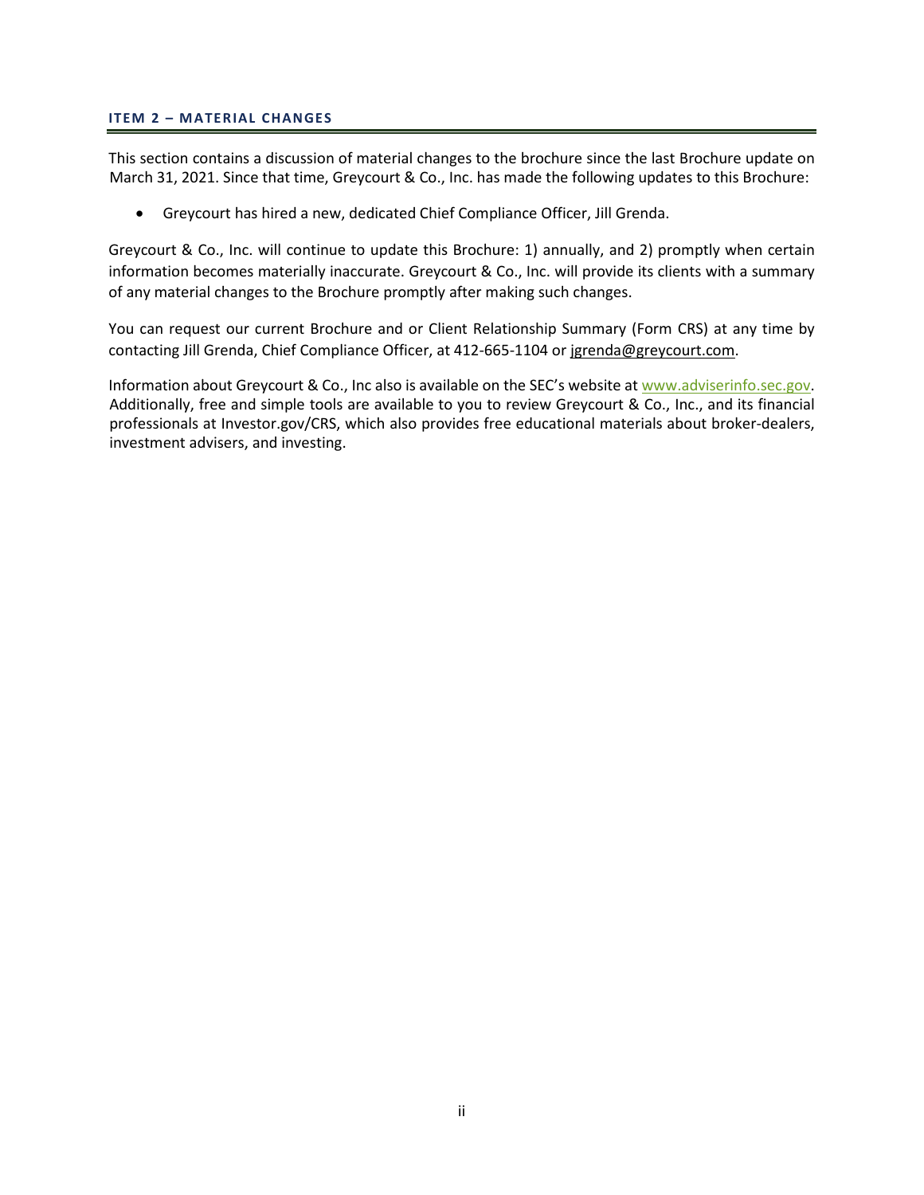## ITEM 2 – MATERIAL CHANGES

This section contains a discussion of material changes to the brochure since the last Brochure update on March 31, 2021. Since that time, Greycourt & Co., Inc. has made the following updates to this Brochure:

- Greycourt has hired a new, dedicated Chief Compliance Officer, Jill Grenda.

Greycourt & Co., Inc. will continue to update this Brochure: 1) annually, and 2) promptly when certain information becomes materially inaccurate. Greycourt & Co., Inc. will provide its clients with a summary of any material changes to the Brochure promptly after making such changes.

You can request our current Brochure and or Client Relationship Summary (Form CRS) at any time by contacting Jill Grenda, Chief Compliance Officer, at 412-665-1104 or jgrenda@greycourt.com.

Information about Greycourt & Co., Inc also is available on the SEC's website at www.adviserinfo.sec.gov. Additionally, free and simple tools are available to you to review Greycourt & Co., Inc., and its financial professionals at Investor.gov/CRS, which also provides free educational materials about broker-dealers, investment advisers, and investing.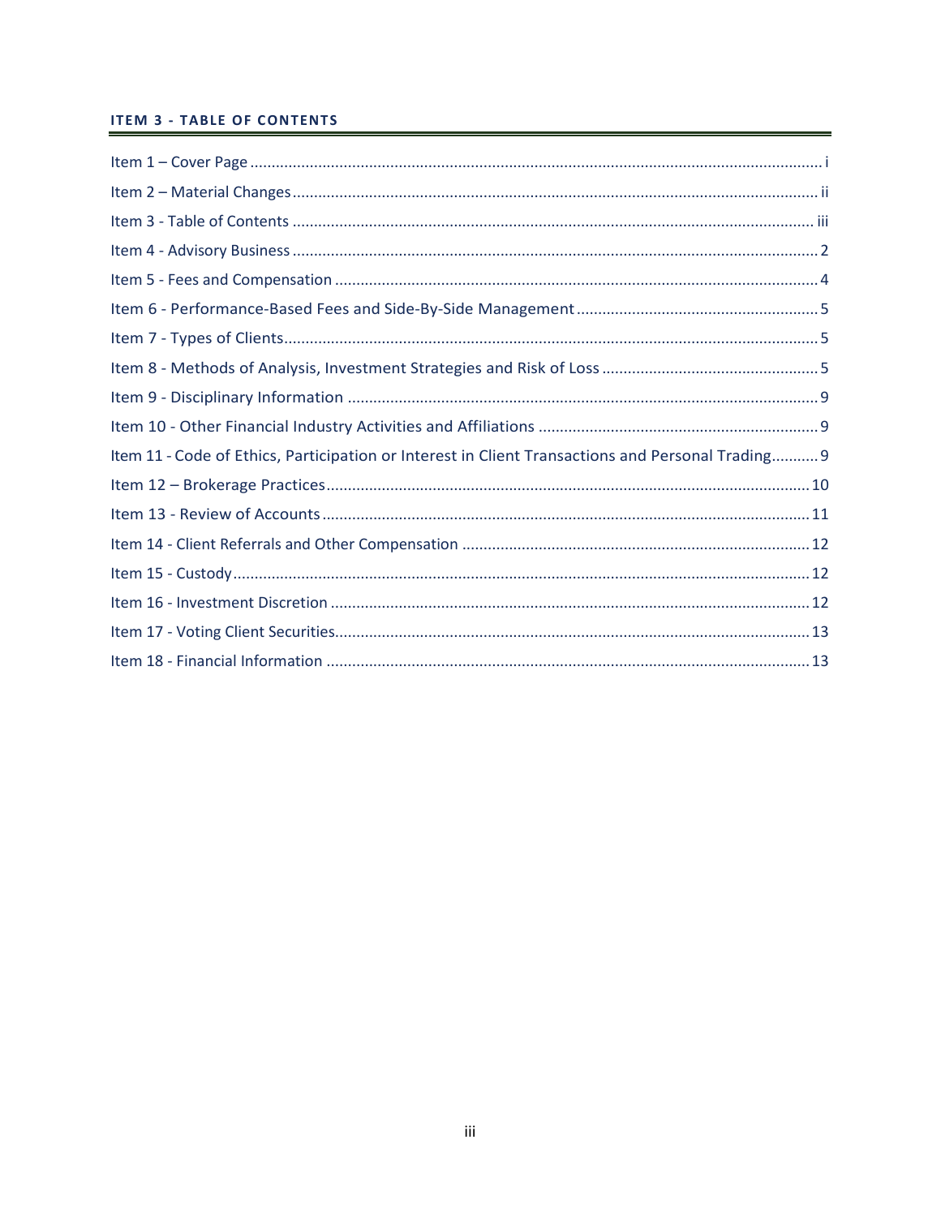## ITEM 3 - TABLE OF CONTENTS

Item 1 – Cover Page ........ i

Item 2 – Material Changes ........ ii

Item 3 - Table of Contents ........ iii

Item 4 - Advisory Business ........ 2

Item 5 - Fees and Compensation ........ 4

Item 6 - Performance-Based Fees and Side-By-Side Management ........ 5

Item 7 - Types of Clients ........ 5

Item 8 - Methods of Analysis, Investment Strategies and Risk of Loss ........ 5

Item 9 - Disciplinary Information ........ 9

Item 10 - Other Financial Industry Activities and Affiliations ........ 9

Item 11 - Code of Ethics, Participation or Interest in Client Transactions and Personal Trading ........ 9

Item 12 – Brokerage Practices ........ 10

Item 13 - Review of Accounts ........ 11

Item 14 - Client Referrals and Other Compensation ........ 12

Item 15 - Custody ........ 12

Item 16 - Investment Discretion ........ 12

Item 17 - Voting Client Securities ........ 13

Item 18 - Financial Information ........ 13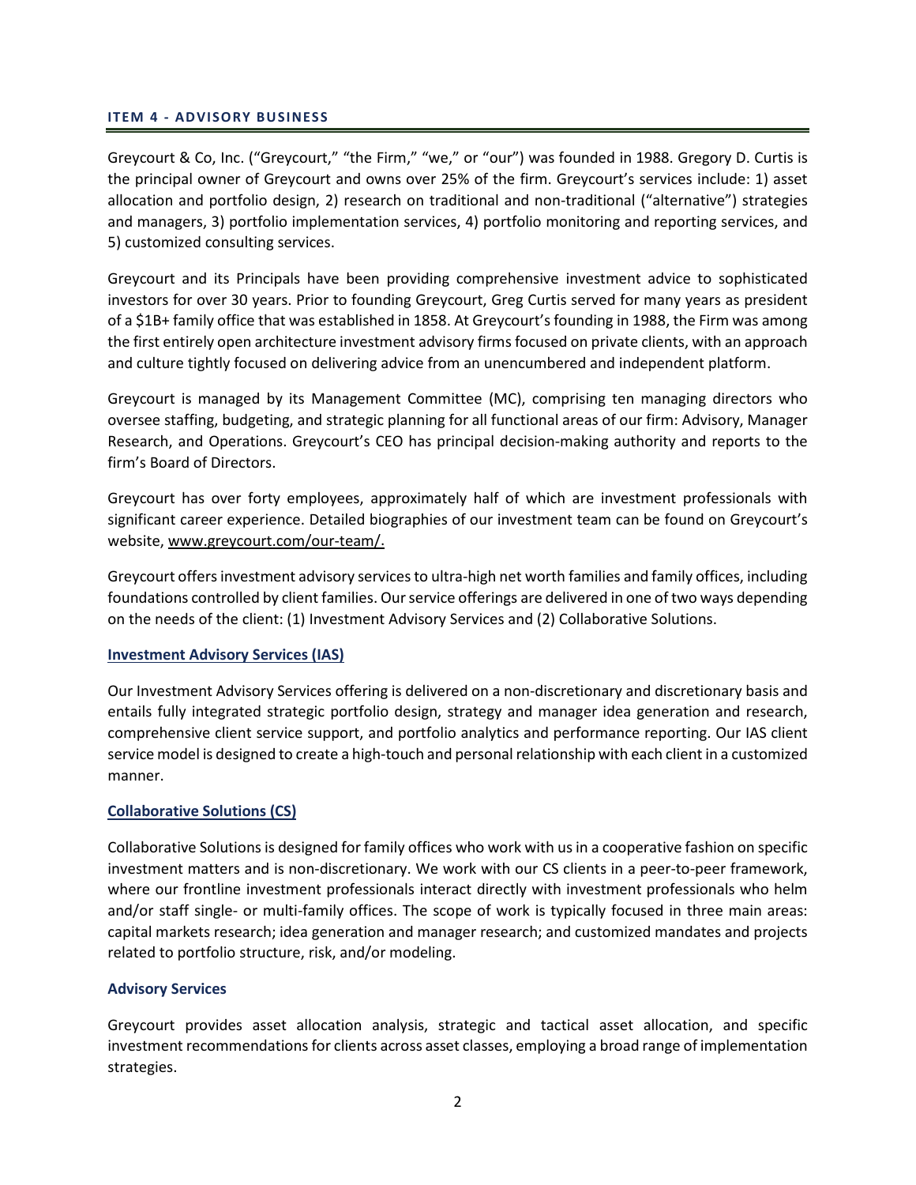## ITEM 4 - ADVISORY BUSINESS

Greycourt & Co, Inc. ("Greycourt," "the Firm," "we," or "our") was founded in 1988. Gregory D. Curtis is the principal owner of Greycourt and owns over 25% of the firm. Greycourt's services include: 1) asset allocation and portfolio design, 2) research on traditional and non-traditional ("alternative") strategies and managers, 3) portfolio implementation services, 4) portfolio monitoring and reporting services, and 5) customized consulting services.

Greycourt and its Principals have been providing comprehensive investment advice to sophisticated investors for over 30 years. Prior to founding Greycourt, Greg Curtis served for many years as president of a $1B+ family office that was established in 1858. At Greycourt's founding in 1988, the Firm was among the first entirely open architecture investment advisory firms focused on private clients, with an approach and culture tightly focused on delivering advice from an unencumbered and independent platform.

Greycourt is managed by its Management Committee (MC), comprising ten managing directors who oversee staffing, budgeting, and strategic planning for all functional areas of our firm: Advisory, Manager Research, and Operations. Greycourt's CEO has principal decision-making authority and reports to the firm's Board of Directors.

Greycourt has over forty employees, approximately half of which are investment professionals with significant career experience. Detailed biographies of our investment team can be found on Greycourt's website, www.greycourt.com/our-team/.

Greycourt offers investment advisory services to ultra-high net worth families and family offices, including foundations controlled by client families. Our service offerings are delivered in one of two ways depending on the needs of the client: (1) Investment Advisory Services and (2) Collaborative Solutions.

### Investment Advisory Services (IAS)

Our Investment Advisory Services offering is delivered on a non-discretionary and discretionary basis and entails fully integrated strategic portfolio design, strategy and manager idea generation and research, comprehensive client service support, and portfolio analytics and performance reporting. Our IAS client service model is designed to create a high-touch and personal relationship with each client in a customized manner.

### Collaborative Solutions (CS)

Collaborative Solutions is designed for family offices who work with us in a cooperative fashion on specific investment matters and is non-discretionary. We work with our CS clients in a peer-to-peer framework, where our frontline investment professionals interact directly with investment professionals who helm and/or staff single- or multi-family offices. The scope of work is typically focused in three main areas: capital markets research; idea generation and manager research; and customized mandates and projects related to portfolio structure, risk, and/or modeling.

### Advisory Services

Greycourt provides asset allocation analysis, strategic and tactical asset allocation, and specific investment recommendations for clients across asset classes, employing a broad range of implementation strategies.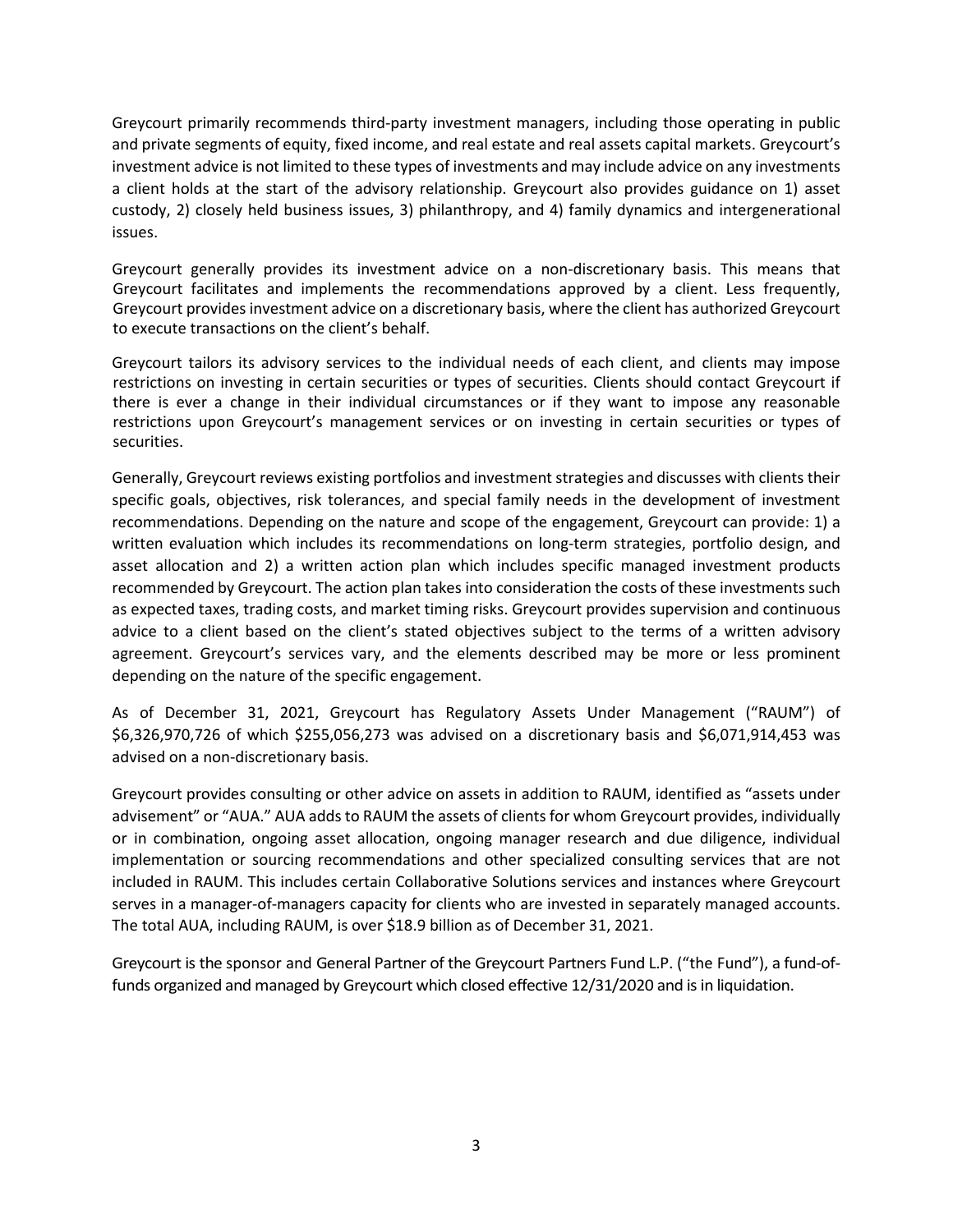Greycourt primarily recommends third-party investment managers, including those operating in public and private segments of equity, fixed income, and real estate and real assets capital markets. Greycourt's investment advice is not limited to these types of investments and may include advice on any investments a client holds at the start of the advisory relationship. Greycourt also provides guidance on 1) asset custody, 2) closely held business issues, 3) philanthropy, and 4) family dynamics and intergenerational issues.

Greycourt generally provides its investment advice on a non-discretionary basis. This means that Greycourt facilitates and implements the recommendations approved by a client. Less frequently, Greycourt provides investment advice on a discretionary basis, where the client has authorized Greycourt to execute transactions on the client's behalf.

Greycourt tailors its advisory services to the individual needs of each client, and clients may impose restrictions on investing in certain securities or types of securities. Clients should contact Greycourt if there is ever a change in their individual circumstances or if they want to impose any reasonable restrictions upon Greycourt's management services or on investing in certain securities or types of securities.

Generally, Greycourt reviews existing portfolios and investment strategies and discusses with clients their specific goals, objectives, risk tolerances, and special family needs in the development of investment recommendations. Depending on the nature and scope of the engagement, Greycourt can provide: 1) a written evaluation which includes its recommendations on long-term strategies, portfolio design, and asset allocation and 2) a written action plan which includes specific managed investment products recommended by Greycourt. The action plan takes into consideration the costs of these investments such as expected taxes, trading costs, and market timing risks. Greycourt provides supervision and continuous advice to a client based on the client's stated objectives subject to the terms of a written advisory agreement. Greycourt's services vary, and the elements described may be more or less prominent depending on the nature of the specific engagement.

As of December 31, 2021, Greycourt has Regulatory Assets Under Management ("RAUM") of $6,326,970,726 of which $255,056,273 was advised on a discretionary basis and $6,071,914,453 was advised on a non-discretionary basis.

Greycourt provides consulting or other advice on assets in addition to RAUM, identified as "assets under advisement" or "AUA." AUA adds to RAUM the assets of clients for whom Greycourt provides, individually or in combination, ongoing asset allocation, ongoing manager research and due diligence, individual implementation or sourcing recommendations and other specialized consulting services that are not included in RAUM. This includes certain Collaborative Solutions services and instances where Greycourt serves in a manager-of-managers capacity for clients who are invested in separately managed accounts. The total AUA, including RAUM, is over $18.9 billion as of December 31, 2021.

Greycourt is the sponsor and General Partner of the Greycourt Partners Fund L.P. ("the Fund"), a fund-of-funds organized and managed by Greycourt which closed effective 12/31/2020 and is in liquidation.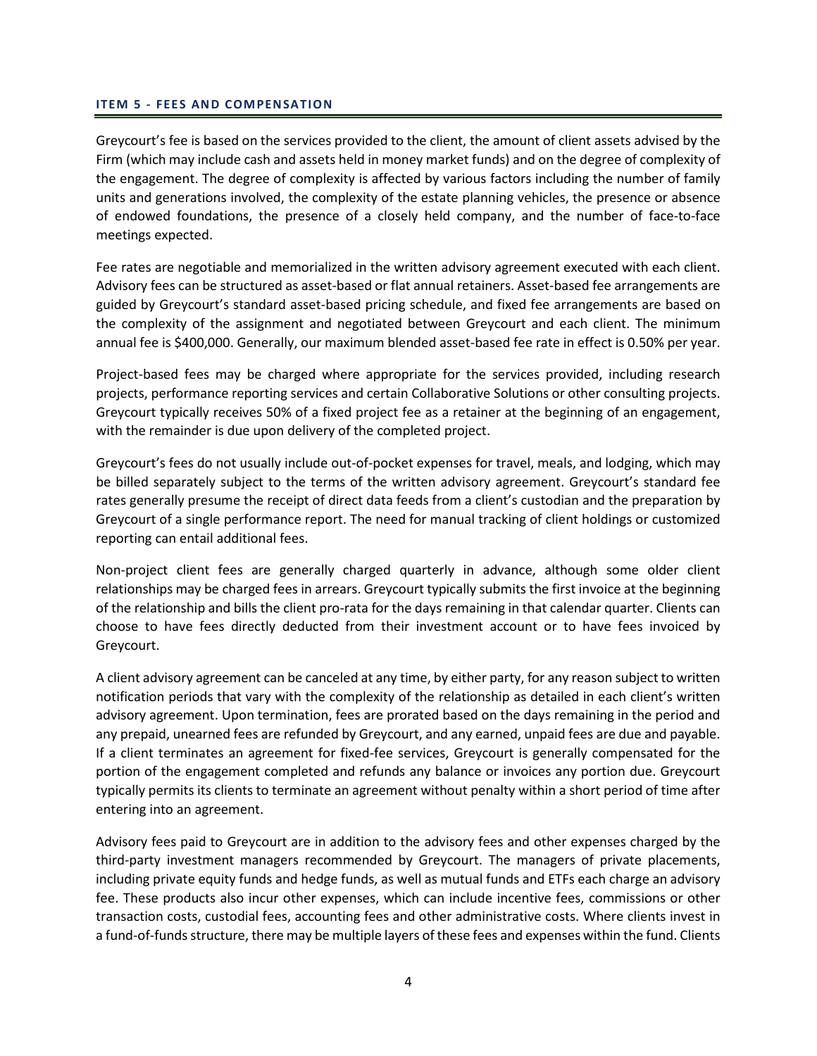## ITEM 5 - FEES AND COMPENSATION

Greycourt's fee is based on the services provided to the client, the amount of client assets advised by the Firm (which may include cash and assets held in money market funds) and on the degree of complexity of the engagement. The degree of complexity is affected by various factors including the number of family units and generations involved, the complexity of the estate planning vehicles, the presence or absence of endowed foundations, the presence of a closely held company, and the number of face-to-face meetings expected.

Fee rates are negotiable and memorialized in the written advisory agreement executed with each client. Advisory fees can be structured as asset-based or flat annual retainers. Asset-based fee arrangements are guided by Greycourt's standard asset-based pricing schedule, and fixed fee arrangements are based on the complexity of the assignment and negotiated between Greycourt and each client. The minimum annual fee is $400,000. Generally, our maximum blended asset-based fee rate in effect is 0.50% per year.

Project-based fees may be charged where appropriate for the services provided, including research projects, performance reporting services and certain Collaborative Solutions or other consulting projects. Greycourt typically receives 50% of a fixed project fee as a retainer at the beginning of an engagement, with the remainder is due upon delivery of the completed project.

Greycourt's fees do not usually include out-of-pocket expenses for travel, meals, and lodging, which may be billed separately subject to the terms of the written advisory agreement. Greycourt's standard fee rates generally presume the receipt of direct data feeds from a client's custodian and the preparation by Greycourt of a single performance report. The need for manual tracking of client holdings or customized reporting can entail additional fees.

Non-project client fees are generally charged quarterly in advance, although some older client relationships may be charged fees in arrears. Greycourt typically submits the first invoice at the beginning of the relationship and bills the client pro-rata for the days remaining in that calendar quarter. Clients can choose to have fees directly deducted from their investment account or to have fees invoiced by Greycourt.

A client advisory agreement can be canceled at any time, by either party, for any reason subject to written notification periods that vary with the complexity of the relationship as detailed in each client's written advisory agreement. Upon termination, fees are prorated based on the days remaining in the period and any prepaid, unearned fees are refunded by Greycourt, and any earned, unpaid fees are due and payable. If a client terminates an agreement for fixed-fee services, Greycourt is generally compensated for the portion of the engagement completed and refunds any balance or invoices any portion due. Greycourt typically permits its clients to terminate an agreement without penalty within a short period of time after entering into an agreement.

Advisory fees paid to Greycourt are in addition to the advisory fees and other expenses charged by the third-party investment managers recommended by Greycourt. The managers of private placements, including private equity funds and hedge funds, as well as mutual funds and ETFs each charge an advisory fee. These products also incur other expenses, which can include incentive fees, commissions or other transaction costs, custodial fees, accounting fees and other administrative costs. Where clients invest in a fund-of-funds structure, there may be multiple layers of these fees and expenses within the fund. Clients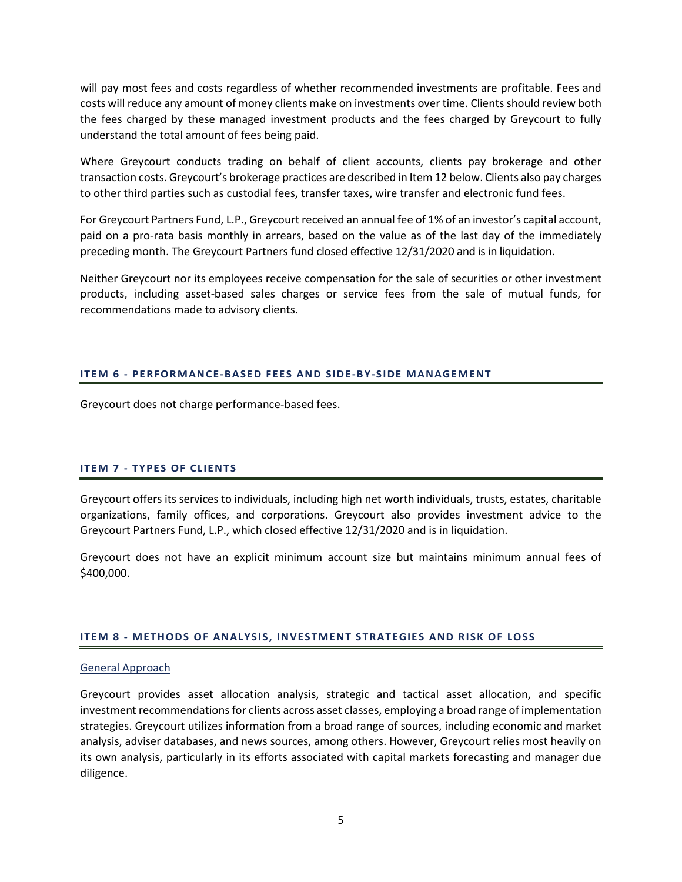will pay most fees and costs regardless of whether recommended investments are profitable. Fees and costs will reduce any amount of money clients make on investments over time. Clients should review both the fees charged by these managed investment products and the fees charged by Greycourt to fully understand the total amount of fees being paid.

Where Greycourt conducts trading on behalf of client accounts, clients pay brokerage and other transaction costs. Greycourt's brokerage practices are described in Item 12 below. Clients also pay charges to other third parties such as custodial fees, transfer taxes, wire transfer and electronic fund fees.

For Greycourt Partners Fund, L.P., Greycourt received an annual fee of 1% of an investor's capital account, paid on a pro-rata basis monthly in arrears, based on the value as of the last day of the immediately preceding month. The Greycourt Partners fund closed effective 12/31/2020 and is in liquidation.

Neither Greycourt nor its employees receive compensation for the sale of securities or other investment products, including asset-based sales charges or service fees from the sale of mutual funds, for recommendations made to advisory clients.

## ITEM 6 - PERFORMANCE-BASED FEES AND SIDE-BY-SIDE MANAGEMENT

Greycourt does not charge performance-based fees.

## ITEM 7 - TYPES OF CLIENTS

Greycourt offers its services to individuals, including high net worth individuals, trusts, estates, charitable organizations, family offices, and corporations. Greycourt also provides investment advice to the Greycourt Partners Fund, L.P., which closed effective 12/31/2020 and is in liquidation.

Greycourt does not have an explicit minimum account size but maintains minimum annual fees of $400,000.

## ITEM 8 - METHODS OF ANALYSIS, INVESTMENT STRATEGIES AND RISK OF LOSS

### General Approach

Greycourt provides asset allocation analysis, strategic and tactical asset allocation, and specific investment recommendations for clients across asset classes, employing a broad range of implementation strategies. Greycourt utilizes information from a broad range of sources, including economic and market analysis, adviser databases, and news sources, among others. However, Greycourt relies most heavily on its own analysis, particularly in its efforts associated with capital markets forecasting and manager due diligence.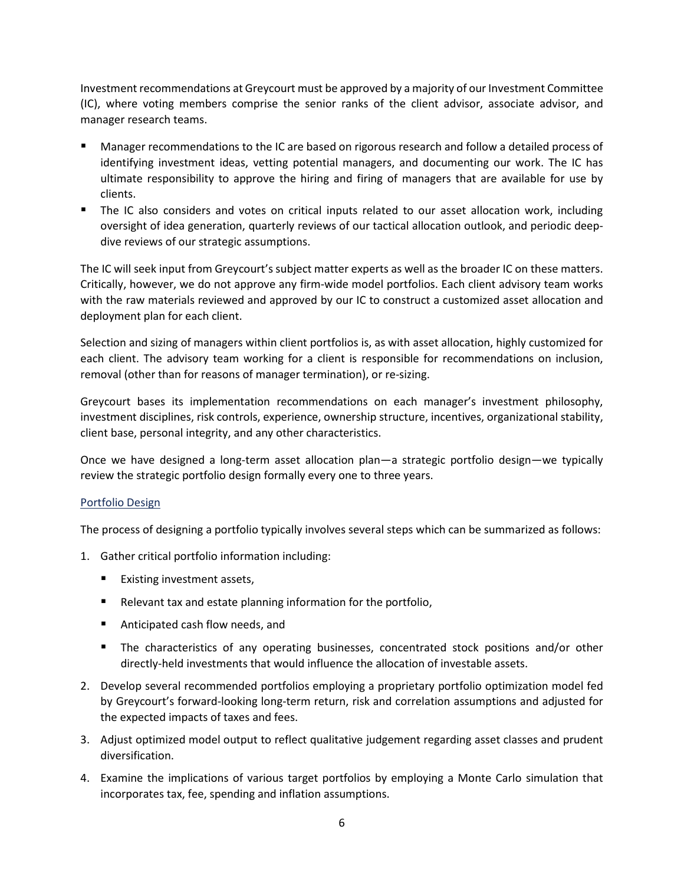Investment recommendations at Greycourt must be approved by a majority of our Investment Committee (IC), where voting members comprise the senior ranks of the client advisor, associate advisor, and manager research teams.

- Manager recommendations to the IC are based on rigorous research and follow a detailed process of identifying investment ideas, vetting potential managers, and documenting our work. The IC has ultimate responsibility to approve the hiring and firing of managers that are available for use by clients.
- The IC also considers and votes on critical inputs related to our asset allocation work, including oversight of idea generation, quarterly reviews of our tactical allocation outlook, and periodic deep-dive reviews of our strategic assumptions.

The IC will seek input from Greycourt's subject matter experts as well as the broader IC on these matters. Critically, however, we do not approve any firm-wide model portfolios. Each client advisory team works with the raw materials reviewed and approved by our IC to construct a customized asset allocation and deployment plan for each client.

Selection and sizing of managers within client portfolios is, as with asset allocation, highly customized for each client. The advisory team working for a client is responsible for recommendations on inclusion, removal (other than for reasons of manager termination), or re-sizing.

Greycourt bases its implementation recommendations on each manager's investment philosophy, investment disciplines, risk controls, experience, ownership structure, incentives, organizational stability, client base, personal integrity, and any other characteristics.

Once we have designed a long-term asset allocation plan—a strategic portfolio design—we typically review the strategic portfolio design formally every one to three years.

## Portfolio Design

The process of designing a portfolio typically involves several steps which can be summarized as follows:

1. Gather critical portfolio information including:
   - Existing investment assets,
   - Relevant tax and estate planning information for the portfolio,
   - Anticipated cash flow needs, and
   - The characteristics of any operating businesses, concentrated stock positions and/or other directly-held investments that would influence the allocation of investable assets.
2. Develop several recommended portfolios employing a proprietary portfolio optimization model fed by Greycourt's forward-looking long-term return, risk and correlation assumptions and adjusted for the expected impacts of taxes and fees.
3. Adjust optimized model output to reflect qualitative judgement regarding asset classes and prudent diversification.
4. Examine the implications of various target portfolios by employing a Monte Carlo simulation that incorporates tax, fee, spending and inflation assumptions.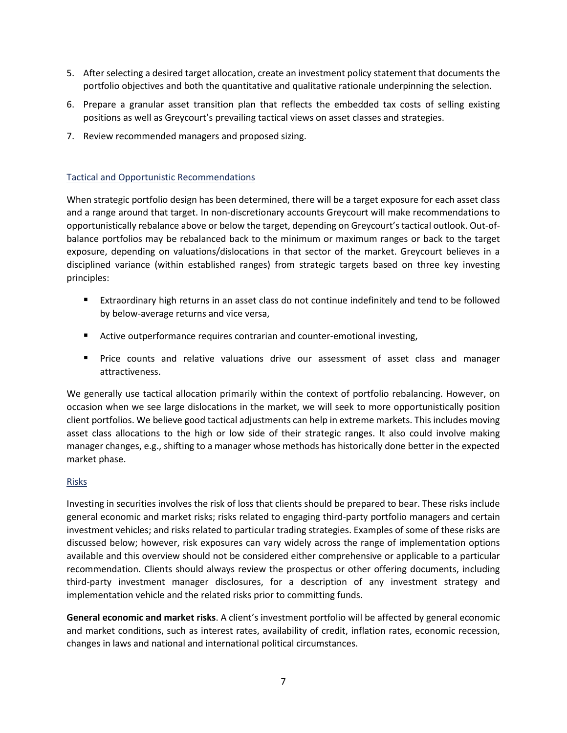5. After selecting a desired target allocation, create an investment policy statement that documents the portfolio objectives and both the quantitative and qualitative rationale underpinning the selection.
6. Prepare a granular asset transition plan that reflects the embedded tax costs of selling existing positions as well as Greycourt's prevailing tactical views on asset classes and strategies.
7. Review recommended managers and proposed sizing.

### Tactical and Opportunistic Recommendations

When strategic portfolio design has been determined, there will be a target exposure for each asset class and a range around that target. In non-discretionary accounts Greycourt will make recommendations to opportunistically rebalance above or below the target, depending on Greycourt's tactical outlook. Out-of-balance portfolios may be rebalanced back to the minimum or maximum ranges or back to the target exposure, depending on valuations/dislocations in that sector of the market. Greycourt believes in a disciplined variance (within established ranges) from strategic targets based on three key investing principles:

- Extraordinary high returns in an asset class do not continue indefinitely and tend to be followed by below-average returns and vice versa,
- Active outperformance requires contrarian and counter-emotional investing,
- Price counts and relative valuations drive our assessment of asset class and manager attractiveness.

We generally use tactical allocation primarily within the context of portfolio rebalancing. However, on occasion when we see large dislocations in the market, we will seek to more opportunistically position client portfolios. We believe good tactical adjustments can help in extreme markets. This includes moving asset class allocations to the high or low side of their strategic ranges. It also could involve making manager changes, e.g., shifting to a manager whose methods has historically done better in the expected market phase.

### Risks

Investing in securities involves the risk of loss that clients should be prepared to bear. These risks include general economic and market risks; risks related to engaging third-party portfolio managers and certain investment vehicles; and risks related to particular trading strategies. Examples of some of these risks are discussed below; however, risk exposures can vary widely across the range of implementation options available and this overview should not be considered either comprehensive or applicable to a particular recommendation. Clients should always review the prospectus or other offering documents, including third-party investment manager disclosures, for a description of any investment strategy and implementation vehicle and the related risks prior to committing funds.

**General economic and market risks**. A client's investment portfolio will be affected by general economic and market conditions, such as interest rates, availability of credit, inflation rates, economic recession, changes in laws and national and international political circumstances.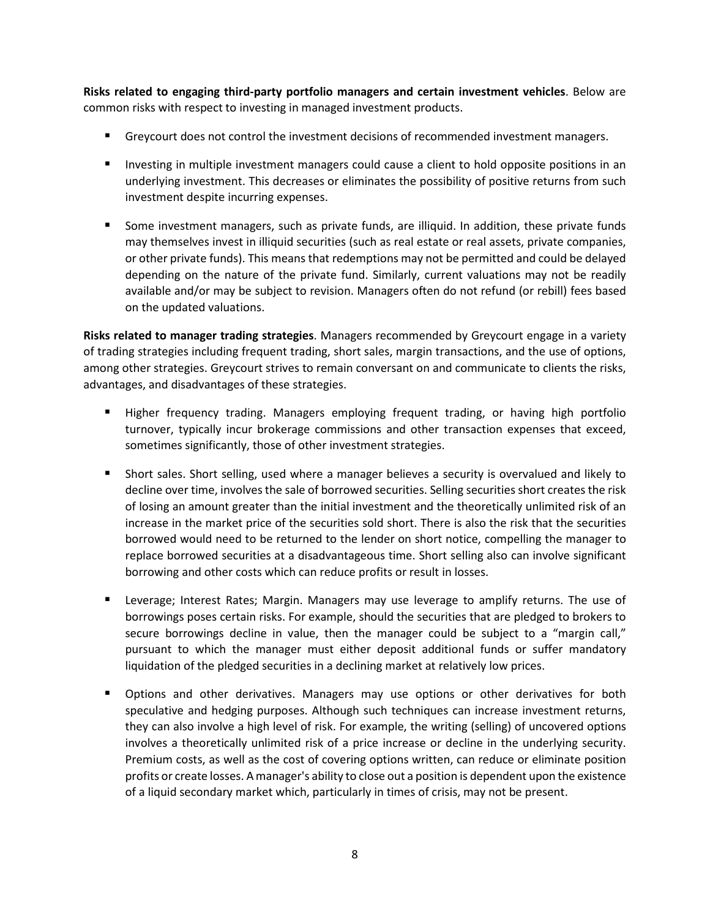**Risks related to engaging third-party portfolio managers and certain investment vehicles**. Below are common risks with respect to investing in managed investment products.

- Greycourt does not control the investment decisions of recommended investment managers.
- Investing in multiple investment managers could cause a client to hold opposite positions in an underlying investment. This decreases or eliminates the possibility of positive returns from such investment despite incurring expenses.
- Some investment managers, such as private funds, are illiquid. In addition, these private funds may themselves invest in illiquid securities (such as real estate or real assets, private companies, or other private funds). This means that redemptions may not be permitted and could be delayed depending on the nature of the private fund. Similarly, current valuations may not be readily available and/or may be subject to revision. Managers often do not refund (or rebill) fees based on the updated valuations.

**Risks related to manager trading strategies**. Managers recommended by Greycourt engage in a variety of trading strategies including frequent trading, short sales, margin transactions, and the use of options, among other strategies. Greycourt strives to remain conversant on and communicate to clients the risks, advantages, and disadvantages of these strategies.

- Higher frequency trading. Managers employing frequent trading, or having high portfolio turnover, typically incur brokerage commissions and other transaction expenses that exceed, sometimes significantly, those of other investment strategies.
- Short sales. Short selling, used where a manager believes a security is overvalued and likely to decline over time, involves the sale of borrowed securities. Selling securities short creates the risk of losing an amount greater than the initial investment and the theoretically unlimited risk of an increase in the market price of the securities sold short. There is also the risk that the securities borrowed would need to be returned to the lender on short notice, compelling the manager to replace borrowed securities at a disadvantageous time. Short selling also can involve significant borrowing and other costs which can reduce profits or result in losses.
- Leverage; Interest Rates; Margin. Managers may use leverage to amplify returns. The use of borrowings poses certain risks. For example, should the securities that are pledged to brokers to secure borrowings decline in value, then the manager could be subject to a "margin call," pursuant to which the manager must either deposit additional funds or suffer mandatory liquidation of the pledged securities in a declining market at relatively low prices.
- Options and other derivatives. Managers may use options or other derivatives for both speculative and hedging purposes. Although such techniques can increase investment returns, they can also involve a high level of risk. For example, the writing (selling) of uncovered options involves a theoretically unlimited risk of a price increase or decline in the underlying security. Premium costs, as well as the cost of covering options written, can reduce or eliminate position profits or create losses. A manager's ability to close out a position is dependent upon the existence of a liquid secondary market which, particularly in times of crisis, may not be present.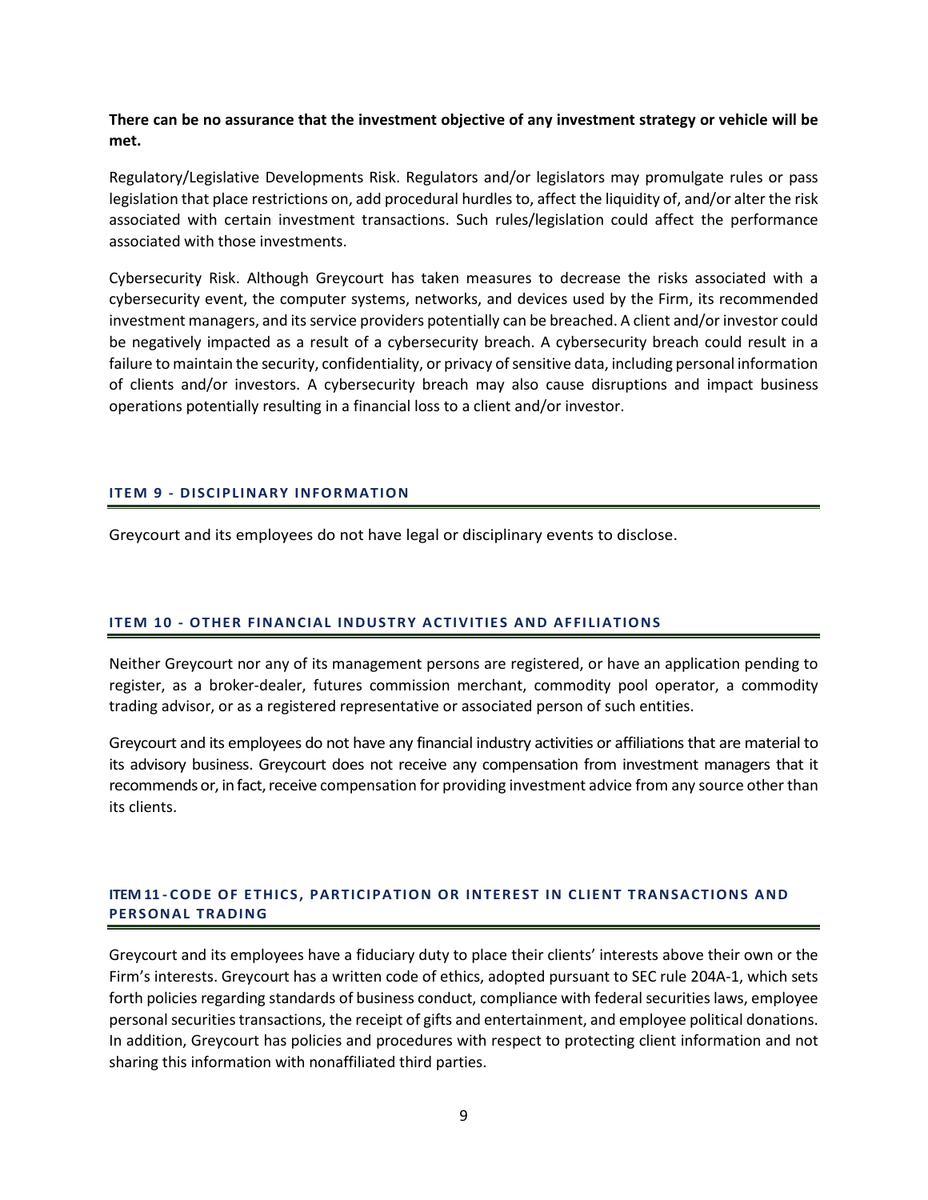**There can be no assurance that the investment objective of any investment strategy or vehicle will be met.**

Regulatory/Legislative Developments Risk. Regulators and/or legislators may promulgate rules or pass legislation that place restrictions on, add procedural hurdles to, affect the liquidity of, and/or alter the risk associated with certain investment transactions. Such rules/legislation could affect the performance associated with those investments.

Cybersecurity Risk. Although Greycourt has taken measures to decrease the risks associated with a cybersecurity event, the computer systems, networks, and devices used by the Firm, its recommended investment managers, and its service providers potentially can be breached. A client and/or investor could be negatively impacted as a result of a cybersecurity breach. A cybersecurity breach could result in a failure to maintain the security, confidentiality, or privacy of sensitive data, including personal information of clients and/or investors. A cybersecurity breach may also cause disruptions and impact business operations potentially resulting in a financial loss to a client and/or investor.

## ITEM 9 - DISCIPLINARY INFORMATION

Greycourt and its employees do not have legal or disciplinary events to disclose.

## ITEM 10 - OTHER FINANCIAL INDUSTRY ACTIVITIES AND AFFILIATIONS

Neither Greycourt nor any of its management persons are registered, or have an application pending to register, as a broker-dealer, futures commission merchant, commodity pool operator, a commodity trading advisor, or as a registered representative or associated person of such entities.

Greycourt and its employees do not have any financial industry activities or affiliations that are material to its advisory business. Greycourt does not receive any compensation from investment managers that it recommends or, in fact, receive compensation for providing investment advice from any source other than its clients.

## ITEM 11 - CODE OF ETHICS, PARTICIPATION OR INTEREST IN CLIENT TRANSACTIONS AND PERSONAL TRADING

Greycourt and its employees have a fiduciary duty to place their clients' interests above their own or the Firm's interests. Greycourt has a written code of ethics, adopted pursuant to SEC rule 204A-1, which sets forth policies regarding standards of business conduct, compliance with federal securities laws, employee personal securities transactions, the receipt of gifts and entertainment, and employee political donations. In addition, Greycourt has policies and procedures with respect to protecting client information and not sharing this information with nonaffiliated third parties.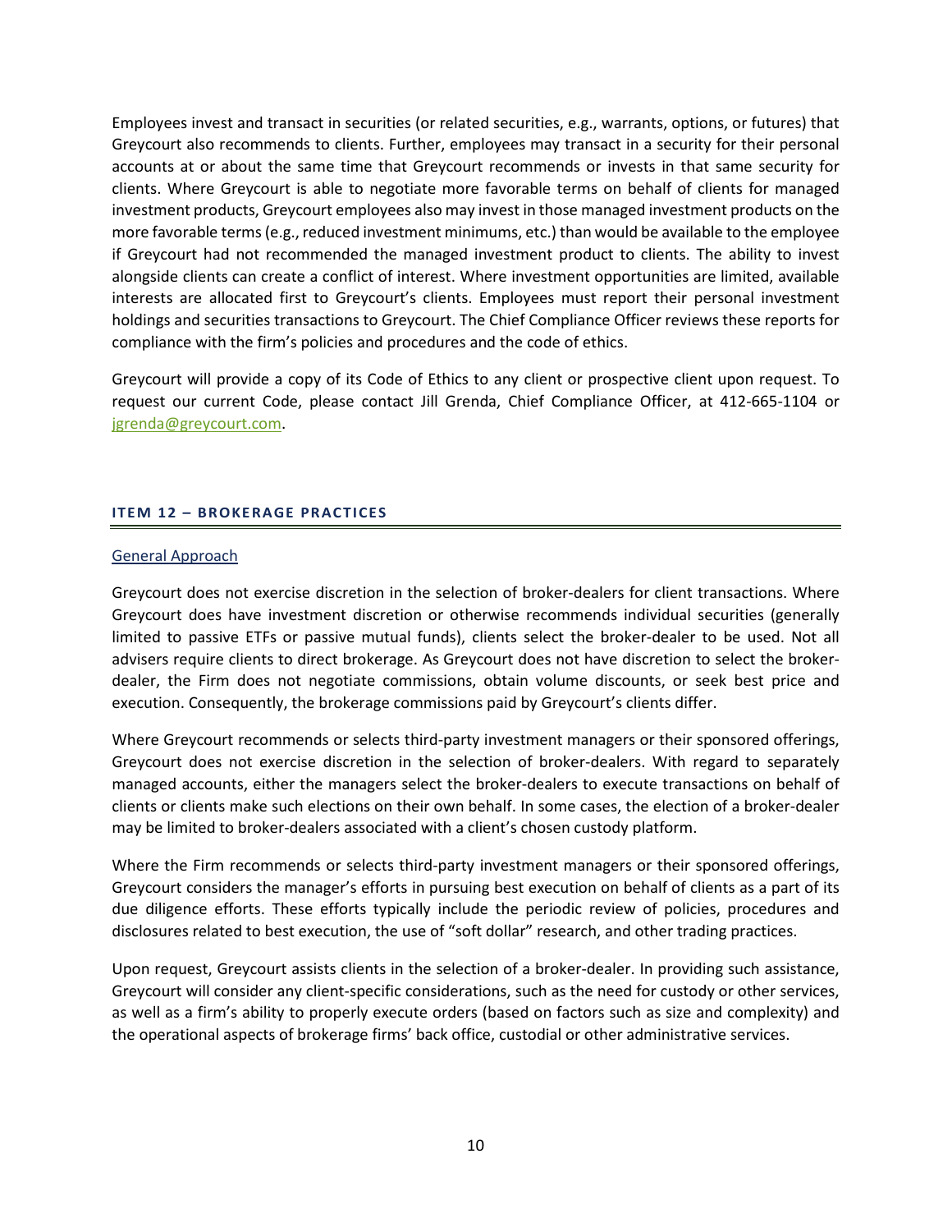Employees invest and transact in securities (or related securities, e.g., warrants, options, or futures) that Greycourt also recommends to clients. Further, employees may transact in a security for their personal accounts at or about the same time that Greycourt recommends or invests in that same security for clients. Where Greycourt is able to negotiate more favorable terms on behalf of clients for managed investment products, Greycourt employees also may invest in those managed investment products on the more favorable terms (e.g., reduced investment minimums, etc.) than would be available to the employee if Greycourt had not recommended the managed investment product to clients. The ability to invest alongside clients can create a conflict of interest. Where investment opportunities are limited, available interests are allocated first to Greycourt's clients. Employees must report their personal investment holdings and securities transactions to Greycourt. The Chief Compliance Officer reviews these reports for compliance with the firm's policies and procedures and the code of ethics.

Greycourt will provide a copy of its Code of Ethics to any client or prospective client upon request. To request our current Code, please contact Jill Grenda, Chief Compliance Officer, at 412-665-1104 or jgrenda@greycourt.com.

## ITEM 12 – BROKERAGE PRACTICES

### General Approach

Greycourt does not exercise discretion in the selection of broker-dealers for client transactions. Where Greycourt does have investment discretion or otherwise recommends individual securities (generally limited to passive ETFs or passive mutual funds), clients select the broker-dealer to be used. Not all advisers require clients to direct brokerage. As Greycourt does not have discretion to select the broker-dealer, the Firm does not negotiate commissions, obtain volume discounts, or seek best price and execution. Consequently, the brokerage commissions paid by Greycourt's clients differ.

Where Greycourt recommends or selects third-party investment managers or their sponsored offerings, Greycourt does not exercise discretion in the selection of broker-dealers. With regard to separately managed accounts, either the managers select the broker-dealers to execute transactions on behalf of clients or clients make such elections on their own behalf. In some cases, the election of a broker-dealer may be limited to broker-dealers associated with a client's chosen custody platform.

Where the Firm recommends or selects third-party investment managers or their sponsored offerings, Greycourt considers the manager's efforts in pursuing best execution on behalf of clients as a part of its due diligence efforts. These efforts typically include the periodic review of policies, procedures and disclosures related to best execution, the use of "soft dollar" research, and other trading practices.

Upon request, Greycourt assists clients in the selection of a broker-dealer. In providing such assistance, Greycourt will consider any client-specific considerations, such as the need for custody or other services, as well as a firm's ability to properly execute orders (based on factors such as size and complexity) and the operational aspects of brokerage firms' back office, custodial or other administrative services.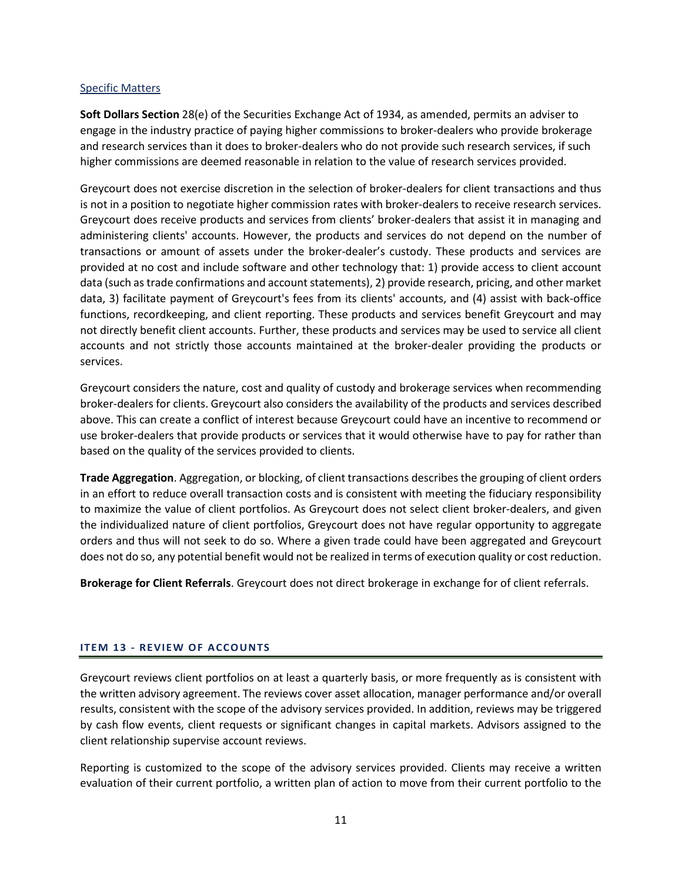Specific Matters

**Soft Dollars Section** 28(e) of the Securities Exchange Act of 1934, as amended, permits an adviser to engage in the industry practice of paying higher commissions to broker-dealers who provide brokerage and research services than it does to broker-dealers who do not provide such research services, if such higher commissions are deemed reasonable in relation to the value of research services provided.

Greycourt does not exercise discretion in the selection of broker-dealers for client transactions and thus is not in a position to negotiate higher commission rates with broker-dealers to receive research services. Greycourt does receive products and services from clients' broker-dealers that assist it in managing and administering clients' accounts. However, the products and services do not depend on the number of transactions or amount of assets under the broker-dealer's custody. These products and services are provided at no cost and include software and other technology that: 1) provide access to client account data (such as trade confirmations and account statements), 2) provide research, pricing, and other market data, 3) facilitate payment of Greycourt's fees from its clients' accounts, and (4) assist with back-office functions, recordkeeping, and client reporting. These products and services benefit Greycourt and may not directly benefit client accounts. Further, these products and services may be used to service all client accounts and not strictly those accounts maintained at the broker-dealer providing the products or services.

Greycourt considers the nature, cost and quality of custody and brokerage services when recommending broker-dealers for clients. Greycourt also considers the availability of the products and services described above. This can create a conflict of interest because Greycourt could have an incentive to recommend or use broker-dealers that provide products or services that it would otherwise have to pay for rather than based on the quality of the services provided to clients.

**Trade Aggregation**. Aggregation, or blocking, of client transactions describes the grouping of client orders in an effort to reduce overall transaction costs and is consistent with meeting the fiduciary responsibility to maximize the value of client portfolios. As Greycourt does not select client broker-dealers, and given the individualized nature of client portfolios, Greycourt does not have regular opportunity to aggregate orders and thus will not seek to do so. Where a given trade could have been aggregated and Greycourt does not do so, any potential benefit would not be realized in terms of execution quality or cost reduction.

**Brokerage for Client Referrals**. Greycourt does not direct brokerage in exchange for of client referrals.

## ITEM 13 - REVIEW OF ACCOUNTS

Greycourt reviews client portfolios on at least a quarterly basis, or more frequently as is consistent with the written advisory agreement. The reviews cover asset allocation, manager performance and/or overall results, consistent with the scope of the advisory services provided. In addition, reviews may be triggered by cash flow events, client requests or significant changes in capital markets. Advisors assigned to the client relationship supervise account reviews.

Reporting is customized to the scope of the advisory services provided. Clients may receive a written evaluation of their current portfolio, a written plan of action to move from their current portfolio to the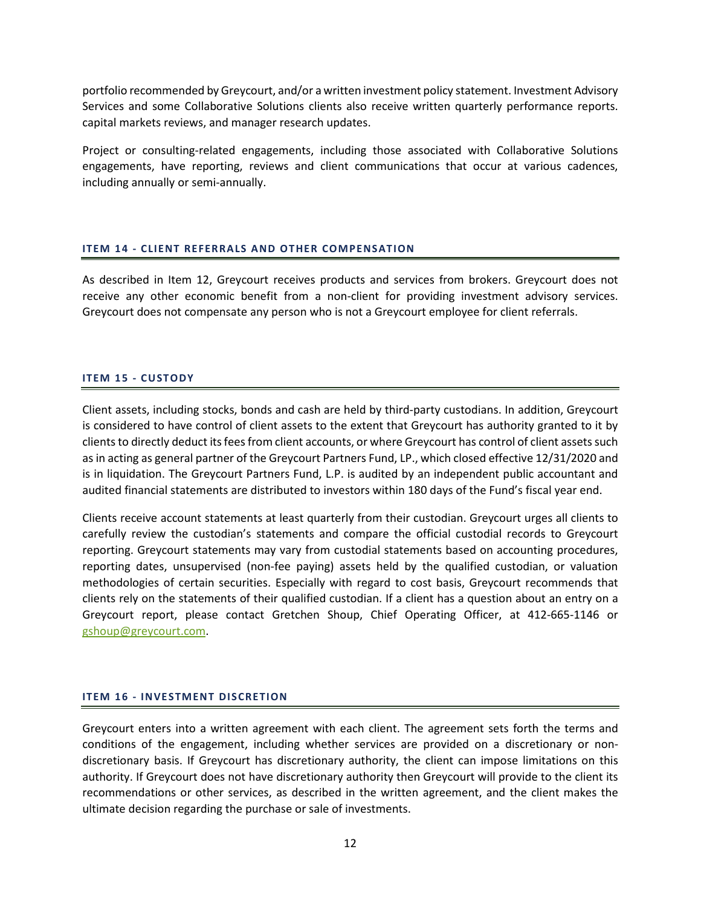portfolio recommended by Greycourt, and/or a written investment policy statement. Investment Advisory Services and some Collaborative Solutions clients also receive written quarterly performance reports. capital markets reviews, and manager research updates.

Project or consulting-related engagements, including those associated with Collaborative Solutions engagements, have reporting, reviews and client communications that occur at various cadences, including annually or semi-annually.

## ITEM 14 - CLIENT REFERRALS AND OTHER COMPENSATION

As described in Item 12, Greycourt receives products and services from brokers. Greycourt does not receive any other economic benefit from a non-client for providing investment advisory services. Greycourt does not compensate any person who is not a Greycourt employee for client referrals.

## ITEM 15 - CUSTODY

Client assets, including stocks, bonds and cash are held by third-party custodians. In addition, Greycourt is considered to have control of client assets to the extent that Greycourt has authority granted to it by clients to directly deduct its fees from client accounts, or where Greycourt has control of client assets such as in acting as general partner of the Greycourt Partners Fund, LP., which closed effective 12/31/2020 and is in liquidation. The Greycourt Partners Fund, L.P. is audited by an independent public accountant and audited financial statements are distributed to investors within 180 days of the Fund's fiscal year end.

Clients receive account statements at least quarterly from their custodian. Greycourt urges all clients to carefully review the custodian's statements and compare the official custodial records to Greycourt reporting. Greycourt statements may vary from custodial statements based on accounting procedures, reporting dates, unsupervised (non-fee paying) assets held by the qualified custodian, or valuation methodologies of certain securities. Especially with regard to cost basis, Greycourt recommends that clients rely on the statements of their qualified custodian. If a client has a question about an entry on a Greycourt report, please contact Gretchen Shoup, Chief Operating Officer, at 412-665-1146 or gshoup@greycourt.com.

## ITEM 16 - INVESTMENT DISCRETION

Greycourt enters into a written agreement with each client. The agreement sets forth the terms and conditions of the engagement, including whether services are provided on a discretionary or non-discretionary basis. If Greycourt has discretionary authority, the client can impose limitations on this authority. If Greycourt does not have discretionary authority then Greycourt will provide to the client its recommendations or other services, as described in the written agreement, and the client makes the ultimate decision regarding the purchase or sale of investments.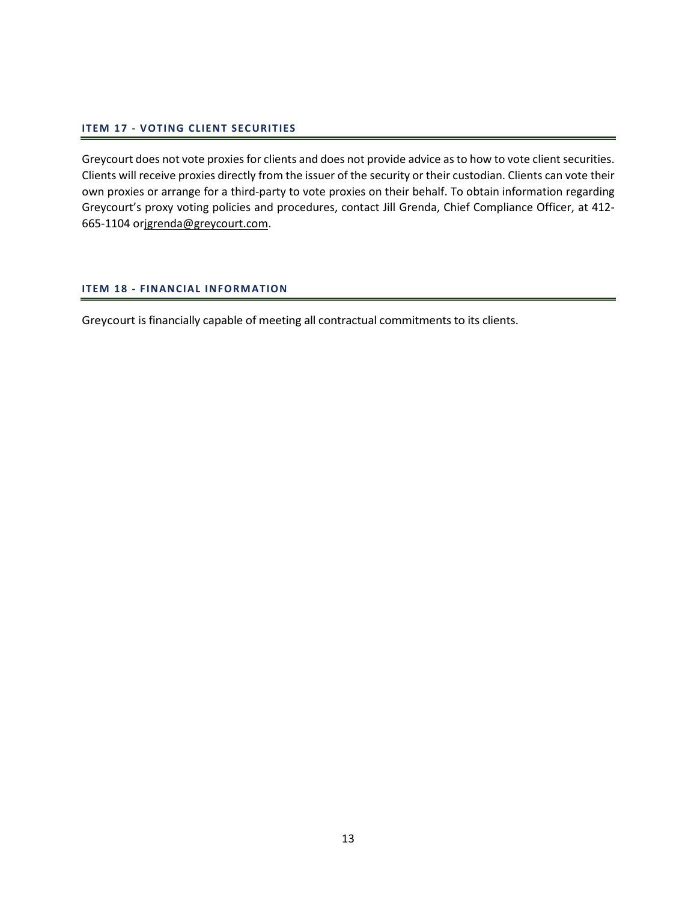## ITEM 17 - VOTING CLIENT SECURITIES

Greycourt does not vote proxies for clients and does not provide advice as to how to vote client securities. Clients will receive proxies directly from the issuer of the security or their custodian. Clients can vote their own proxies or arrange for a third-party to vote proxies on their behalf. To obtain information regarding Greycourt's proxy voting policies and procedures, contact Jill Grenda, Chief Compliance Officer, at 412-665-1104 orjgrenda@greycourt.com.

## ITEM 18 - FINANCIAL INFORMATION

Greycourt is financially capable of meeting all contractual commitments to its clients.